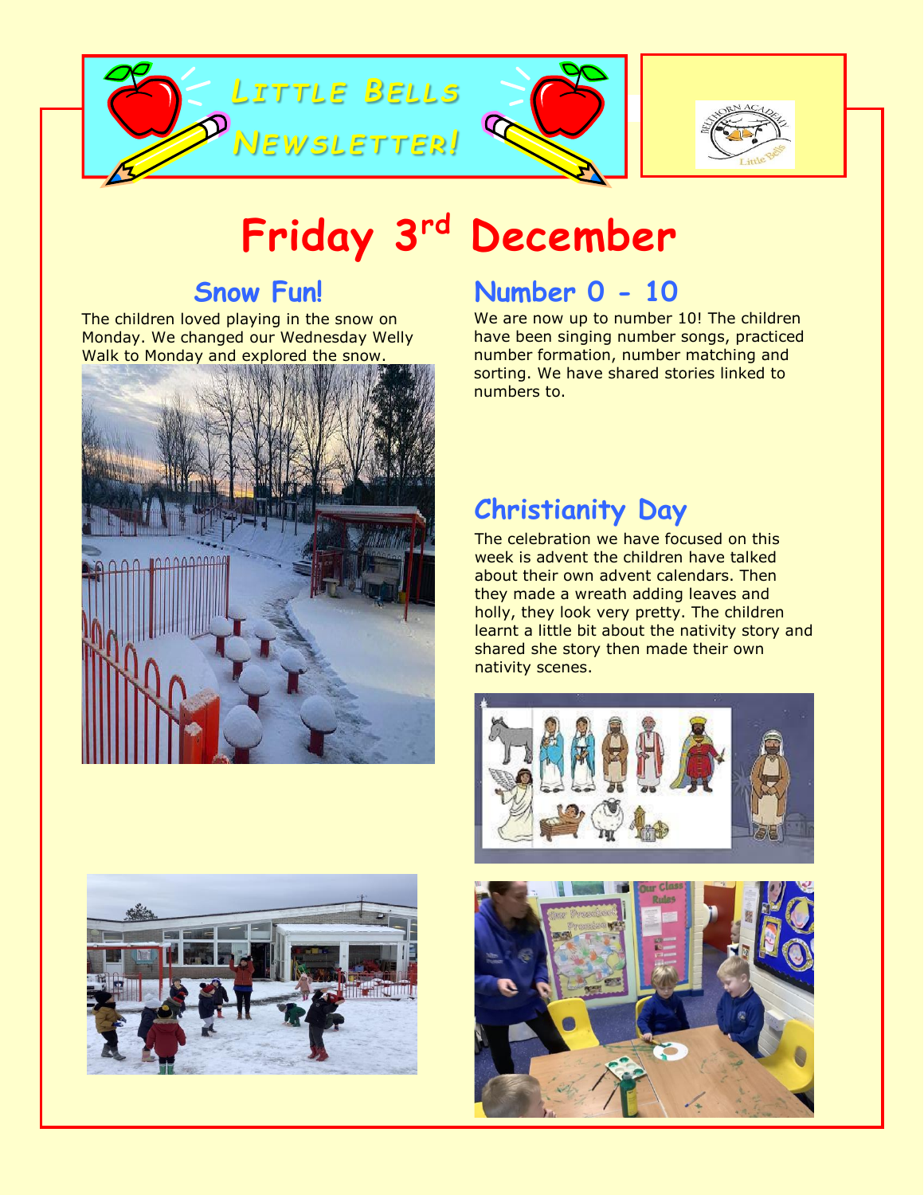# Little Bells Newsletter!

# Friday 3rd December

## Snow Fun!

The children loved playing in the snow on Monday. We changed our Wednesday Welly Walk to Monday and explored the snow.

## Number 0 - 10

We are now up to number 10! The children have been singing number songs, practiced number formation, number matching and sorting. We have shared stories linked to numbers to.

## Christianity Day

The celebration we have focused on this week is advent the children have talked about their own advent calendars. Then they made a wreath adding leaves and holly, they look very pretty. The children learnt a little bit about the nativity story and shared she story then made their own nativity scenes.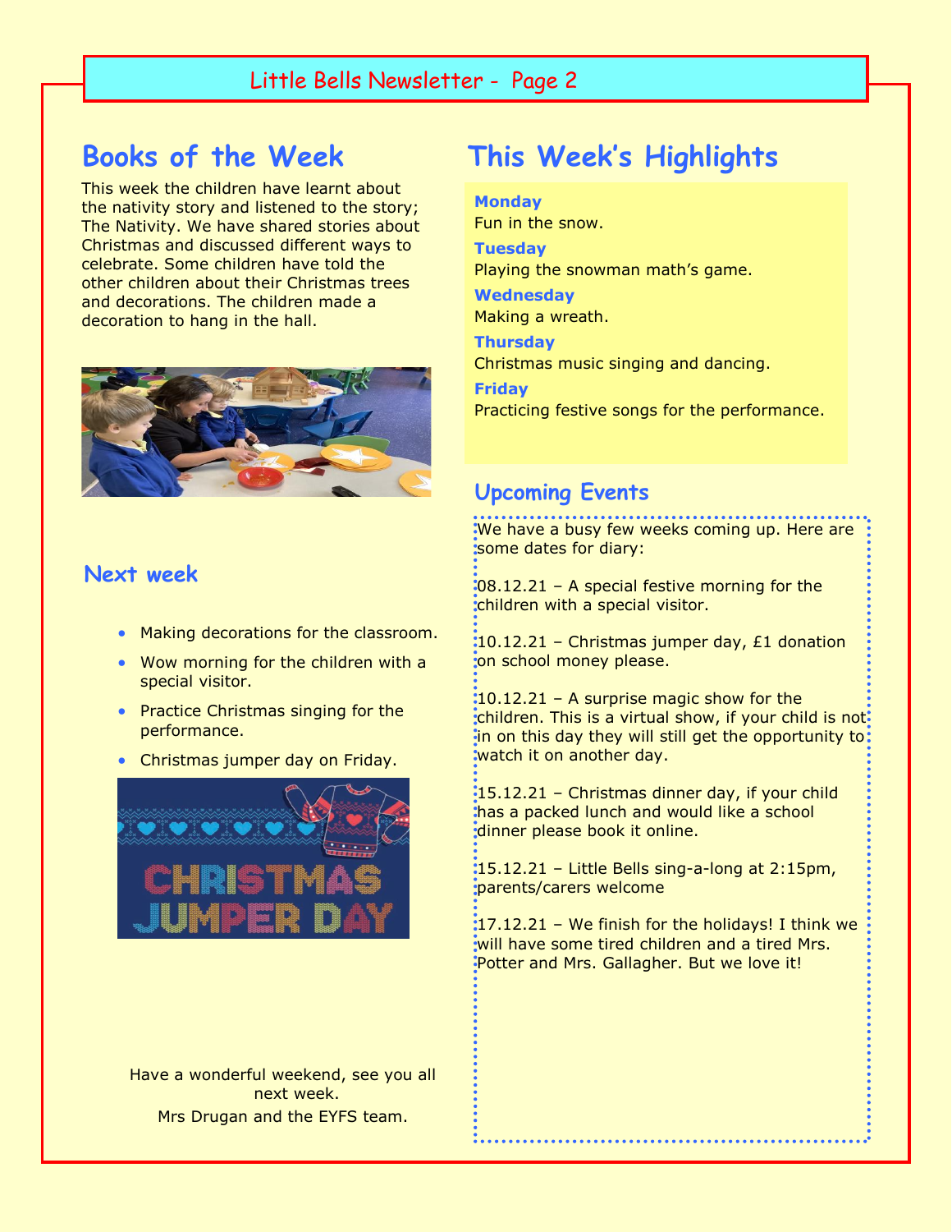# Little Bells Newsletter - Page 2

## Books of the Week

This week the children have learnt about the nativity story and listened to the story; The Nativity. We have shared stories about Christmas and discussed different ways to celebrate. Some children have told the other children about their Christmas trees and decorations. The children made a decoration to hang in the hall.

### Next week

- Making decorations for the classroom.
- Wow morning for the children with a special visitor.
- Practice Christmas singing for the performance.
- Christmas jumper day on Friday.

Have a wonderful weekend, see you all next week.
Mrs Drugan and the EYFS team.

## This Week's Highlights

**Monday**
Fun in the snow.

**Tuesday**
Playing the snowman math's game.

**Wednesday**
Making a wreath.

**Thursday**
Christmas music singing and dancing.

**Friday**
Practicing festive songs for the performance.

### Upcoming Events

We have a busy few weeks coming up. Here are some dates for diary:

08.12.21 – A special festive morning for the children with a special visitor.

10.12.21 – Christmas jumper day, £1 donation on school money please.

10.12.21 – A surprise magic show for the children. This is a virtual show, if your child is not in on this day they will still get the opportunity to watch it on another day.

15.12.21 – Christmas dinner day, if your child has a packed lunch and would like a school dinner please book it online.

15.12.21 – Little Bells sing-a-long at 2:15pm, parents/carers welcome

17.12.21 – We finish for the holidays! I think we will have some tired children and a tired Mrs. Potter and Mrs. Gallagher. But we love it!